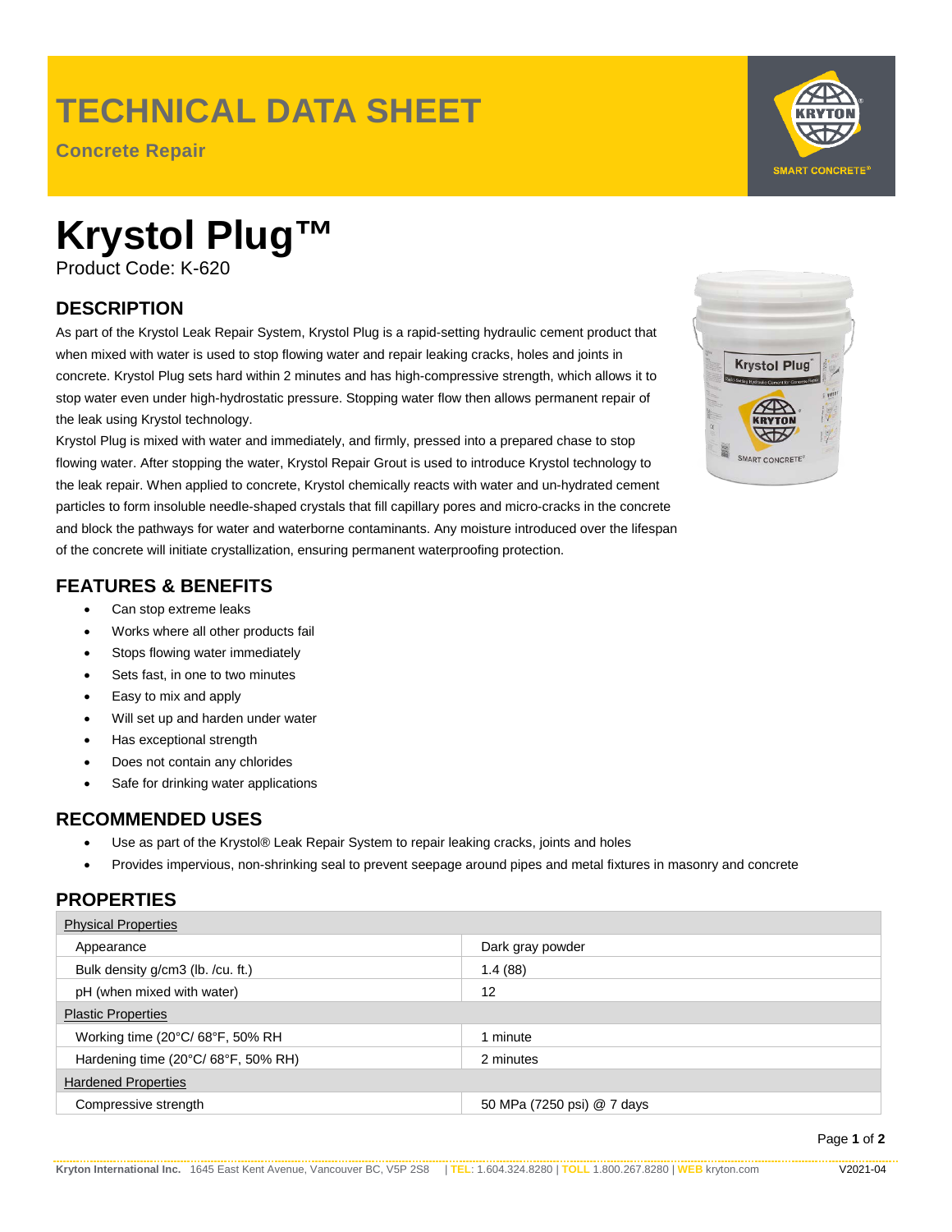# TECHNICAL DATA SHEET

**Concrete Repair**

# Krystol Plug™

Product Code: K-620

## DESCRIPTION

As part of the Krystol Leak Repair System, Krystol Plug is a rapid-setting hydraulic cement product that when mixed with water is used to stop flowing water and repair leaking cracks, holes and joints in concrete. Krystol Plug sets hard within 2 minutes and has high-compressive strength, which allows it to stop water even under high-hydrostatic pressure. Stopping water flow then allows permanent repair of the leak using Krystol technology.

Krystol Plug is mixed with water and immediately, and firmly, pressed into a prepared chase to stop flowing water. After stopping the water, Krystol Repair Grout is used to introduce Krystol technology to the leak repair. When applied to concrete, Krystol chemically reacts with water and un-hydrated cement particles to form insoluble needle-shaped crystals that fill capillary pores and micro-cracks in the concrete and block the pathways for water and waterborne contaminants. Any moisture introduced over the lifespan of the concrete will initiate crystallization, ensuring permanent waterproofing protection.

## FEATURES & BENEFITS

- Can stop extreme leaks
- Works where all other products fail
- Stops flowing water immediately
- Sets fast, in one to two minutes
- Easy to mix and apply
- Will set up and harden under water
- Has exceptional strength
- Does not contain any chlorides
- Safe for drinking water applications

## RECOMMENDED USES

- Use as part of the Krystol® Leak Repair System to repair leaking cracks, joints and holes
- Provides impervious, non-shrinking seal to prevent seepage around pipes and metal fixtures in masonry and concrete

## PROPERTIES

| Physical Properties | |
|---|---|
| Appearance | Dark gray powder |
| Bulk density g/cm3 (lb. /cu. ft.) | 1.4 (88) |
| pH (when mixed with water) | 12 |
| **Plastic Properties** | |
| Working time (20°C/ 68°F, 50% RH | 1 minute |
| Hardening time (20°C/ 68°F, 50% RH) | 2 minutes |
| **Hardened Properties** | |
| Compressive strength | 50 MPa (7250 psi) @ 7 days |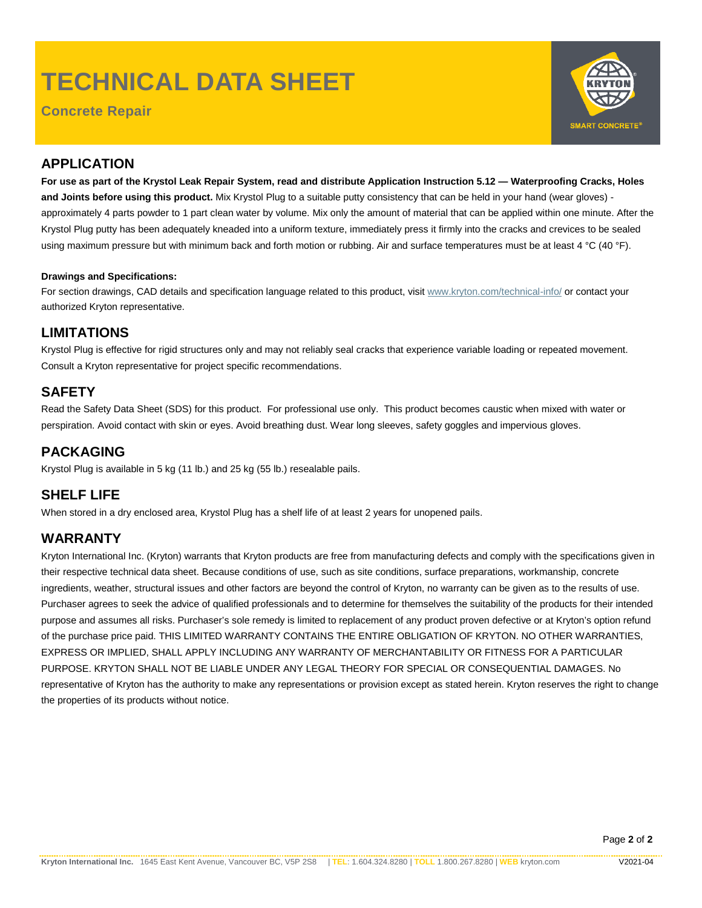# TECHNICAL DATA SHEET

**Concrete Repair**

## APPLICATION

**For use as part of the Krystol Leak Repair System, read and distribute Application Instruction 5.12 — Waterproofing Cracks, Holes and Joints before using this product.** Mix Krystol Plug to a suitable putty consistency that can be held in your hand (wear gloves) - approximately 4 parts powder to 1 part clean water by volume. Mix only the amount of material that can be applied within one minute. After the Krystol Plug putty has been adequately kneaded into a uniform texture, immediately press it firmly into the cracks and crevices to be sealed using maximum pressure but with minimum back and forth motion or rubbing. Air and surface temperatures must be at least 4 °C (40 °F).

**Drawings and Specifications:**

For section drawings, CAD details and specification language related to this product, visit www.kryton.com/technical-info/ or contact your authorized Kryton representative.

## LIMITATIONS

Krystol Plug is effective for rigid structures only and may not reliably seal cracks that experience variable loading or repeated movement. Consult a Kryton representative for project specific recommendations.

## SAFETY

Read the Safety Data Sheet (SDS) for this product. For professional use only. This product becomes caustic when mixed with water or perspiration. Avoid contact with skin or eyes. Avoid breathing dust. Wear long sleeves, safety goggles and impervious gloves.

## PACKAGING

Krystol Plug is available in 5 kg (11 lb.) and 25 kg (55 lb.) resealable pails.

## SHELF LIFE

When stored in a dry enclosed area, Krystol Plug has a shelf life of at least 2 years for unopened pails.

## WARRANTY

Kryton International Inc. (Kryton) warrants that Kryton products are free from manufacturing defects and comply with the specifications given in their respective technical data sheet. Because conditions of use, such as site conditions, surface preparations, workmanship, concrete ingredients, weather, structural issues and other factors are beyond the control of Kryton, no warranty can be given as to the results of use. Purchaser agrees to seek the advice of qualified professionals and to determine for themselves the suitability of the products for their intended purpose and assumes all risks. Purchaser's sole remedy is limited to replacement of any product proven defective or at Kryton's option refund of the purchase price paid. THIS LIMITED WARRANTY CONTAINS THE ENTIRE OBLIGATION OF KRYTON. NO OTHER WARRANTIES, EXPRESS OR IMPLIED, SHALL APPLY INCLUDING ANY WARRANTY OF MERCHANTABILITY OR FITNESS FOR A PARTICULAR PURPOSE. KRYTON SHALL NOT BE LIABLE UNDER ANY LEGAL THEORY FOR SPECIAL OR CONSEQUENTIAL DAMAGES. No representative of Kryton has the authority to make any representations or provision except as stated herein. Kryton reserves the right to change the properties of its products without notice.